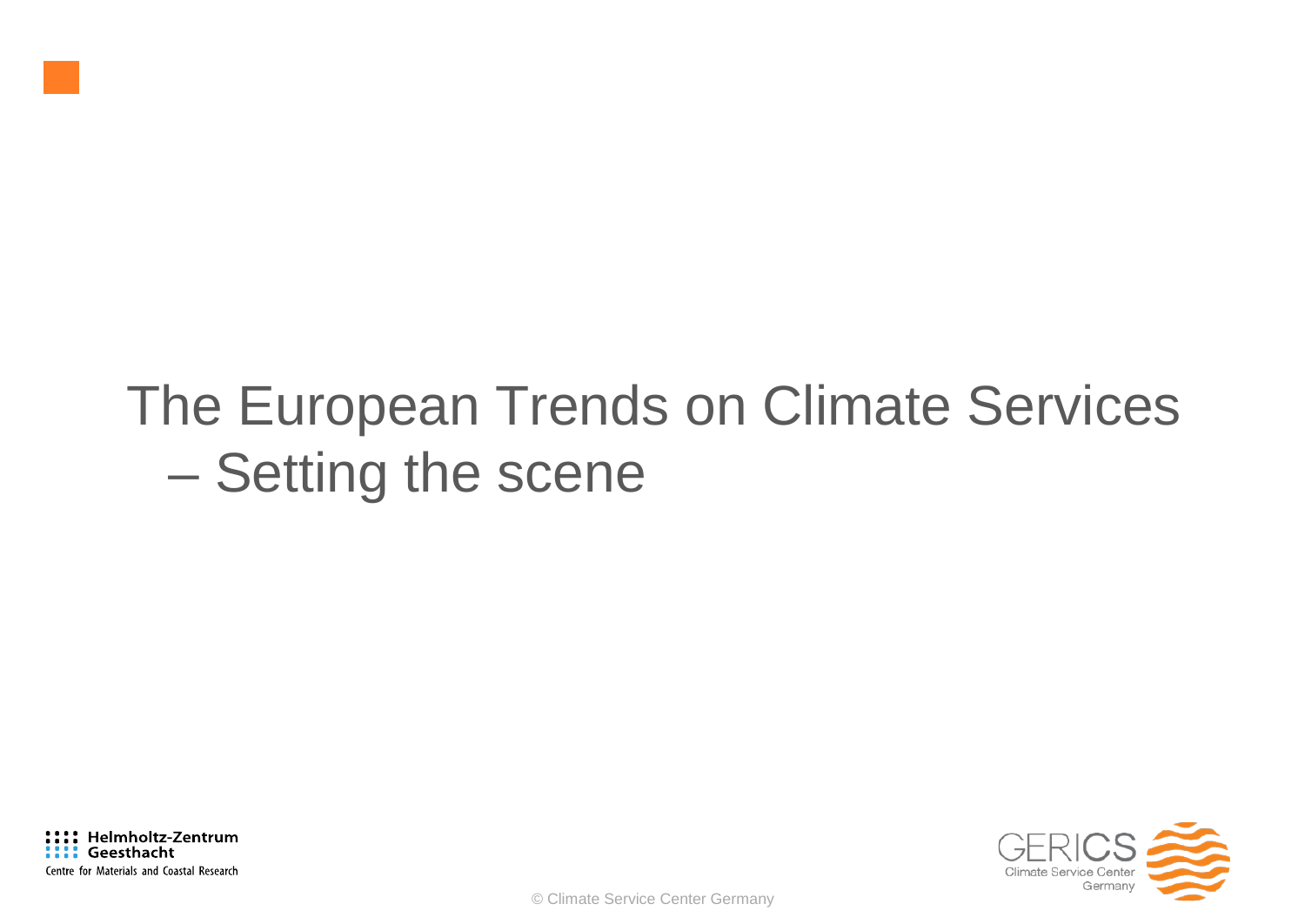# The European Trends on Climate Services – Setting the scene

Helmholtz-Zentrum Geesthacht
Centre for Materials and Coastal Research

GERICS Climate Service Center Germany

© Climate Service Center Germany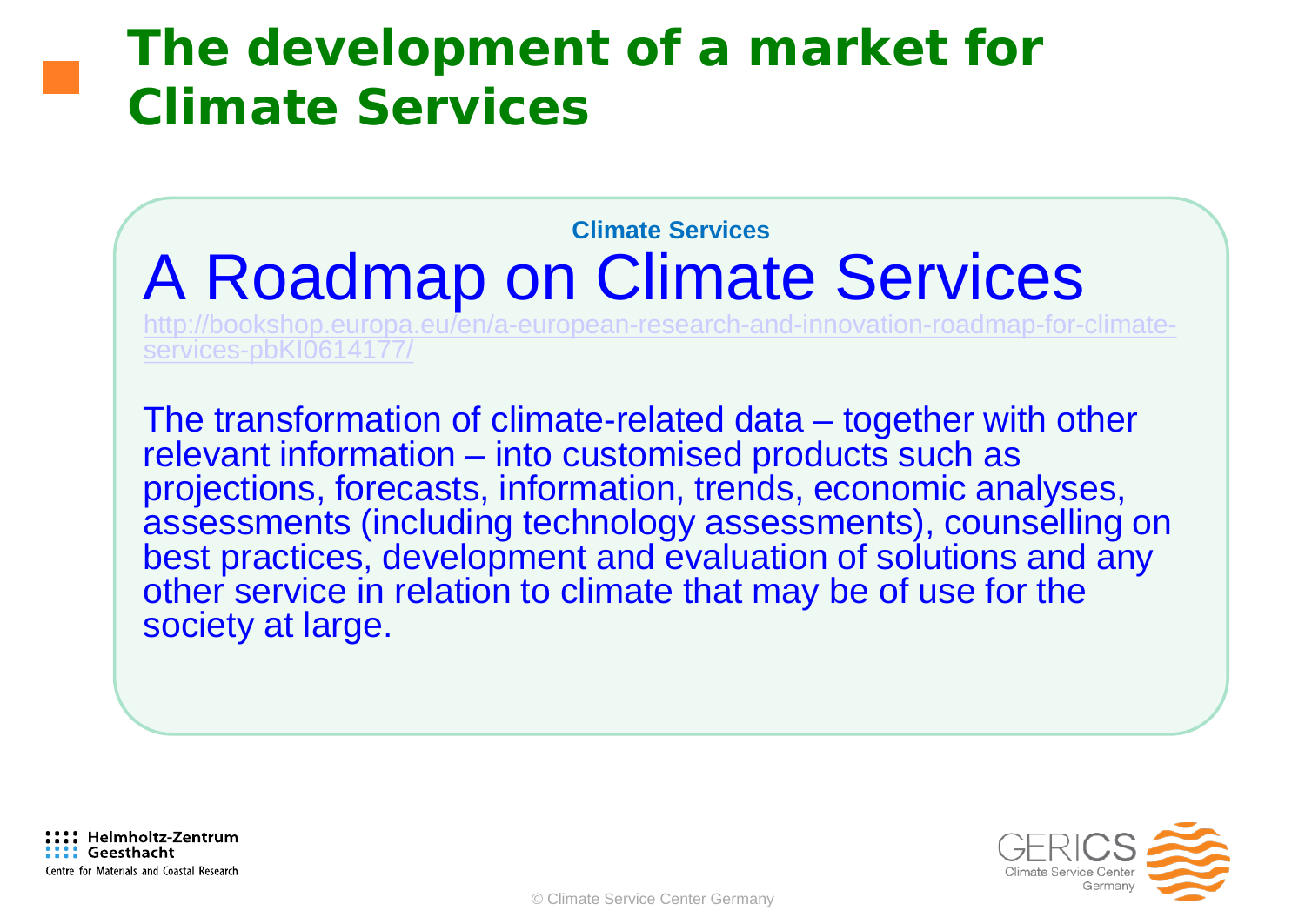# The development of a market for Climate Services

**Climate Services**

## A Roadmap on Climate Services

http://bookshop.europa.eu/en/a-european-research-and-innovation-roadmap-for-climate-services-pbKI0614177/

The transformation of climate-related data – together with other relevant information – into customised products such as projections, forecasts, information, trends, economic analyses, assessments (including technology assessments), counselling on best practices, development and evaluation of solutions and any other service in relation to climate that may be of use for the society at large.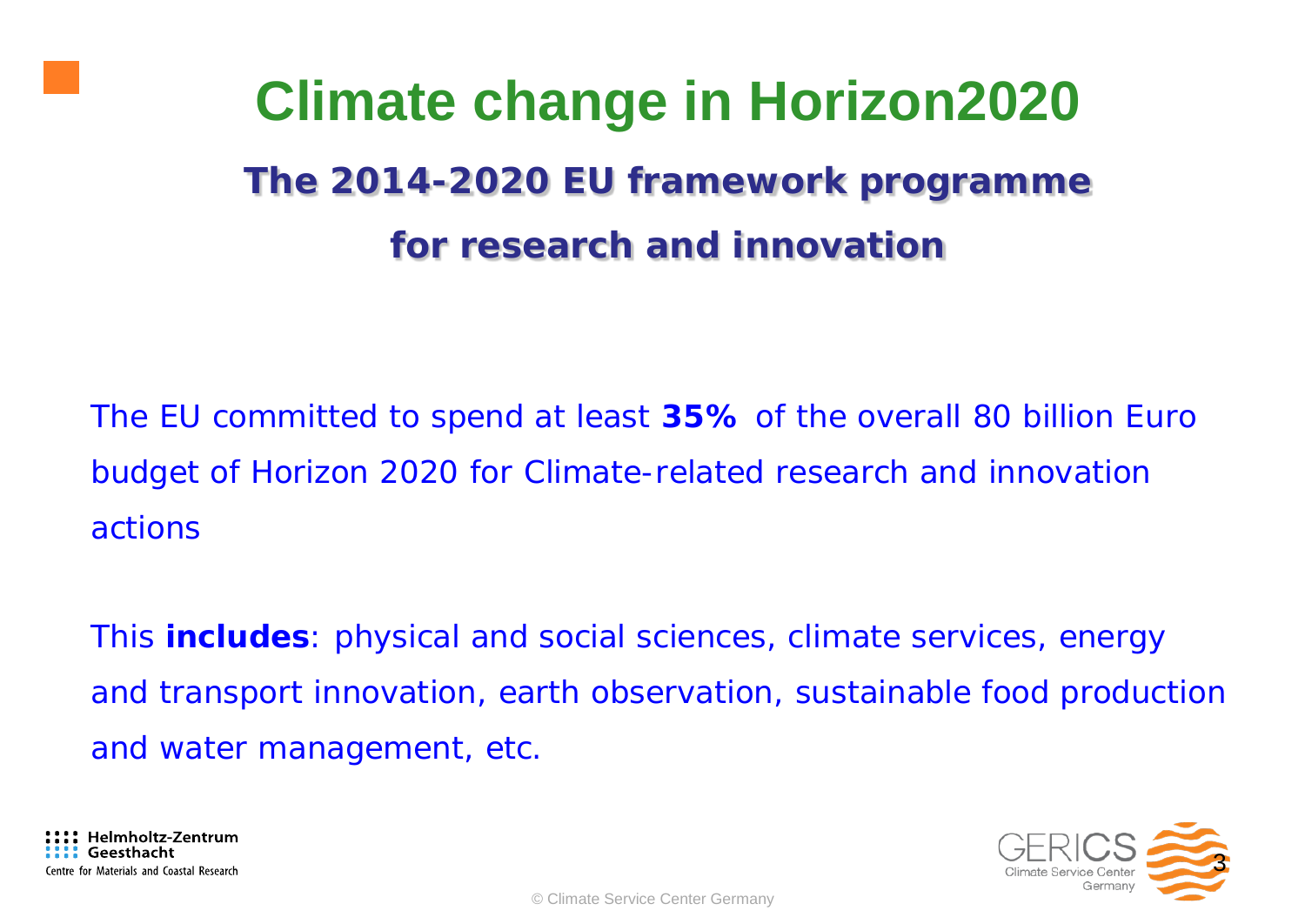# Climate change in Horizon2020

## The 2014-2020 EU framework programme for research and innovation

The EU committed to spend at least **35%** of the overall 80 billion Euro budget of Horizon 2020 for Climate-related research and innovation actions

This **includes**: physical and social sciences, climate services, energy and transport innovation, earth observation, sustainable food production and water management, etc.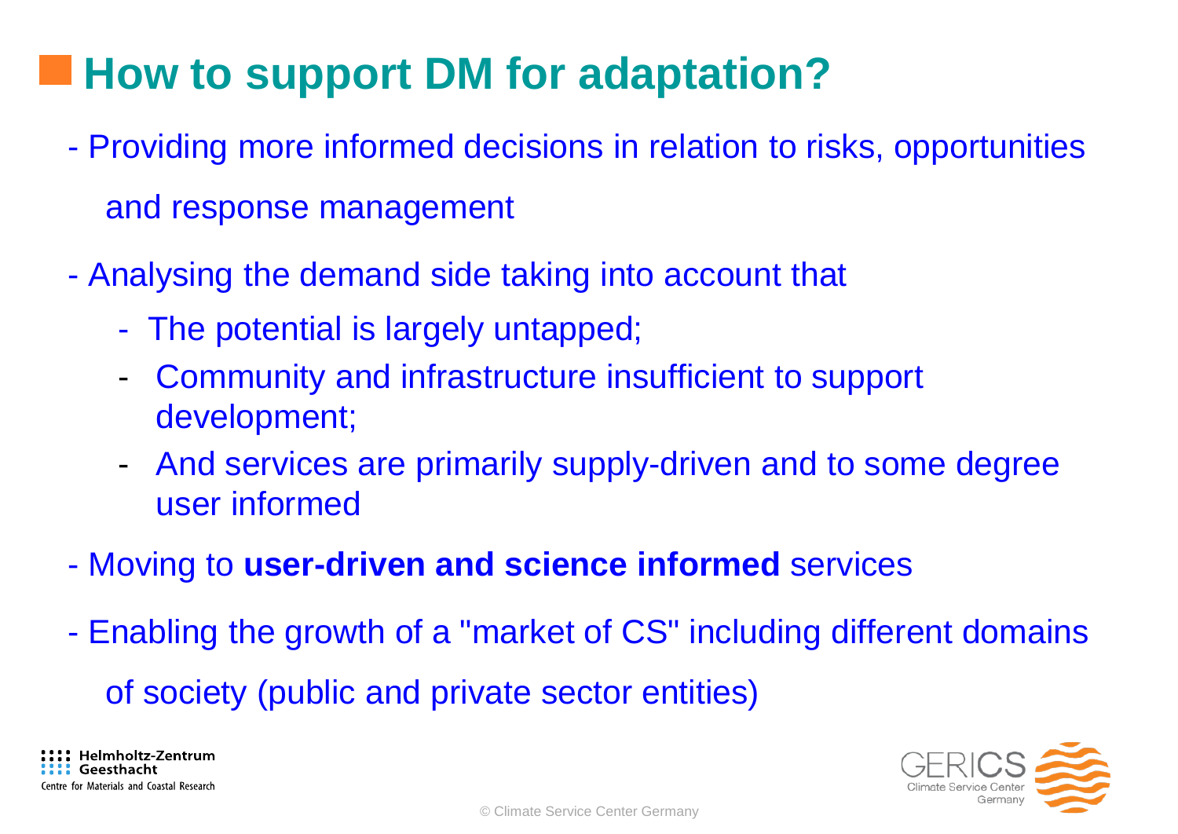# How to support DM for adaptation?

- Providing more informed decisions in relation to risks, opportunities and response management
- Analysing the demand side taking into account that
  - The potential is largely untapped;
  - Community and infrastructure insufficient to support development;
  - And services are primarily supply-driven and to some degree user informed
- Moving to **user-driven and science informed** services
- Enabling the growth of a "market of CS" including different domains of society (public and private sector entities)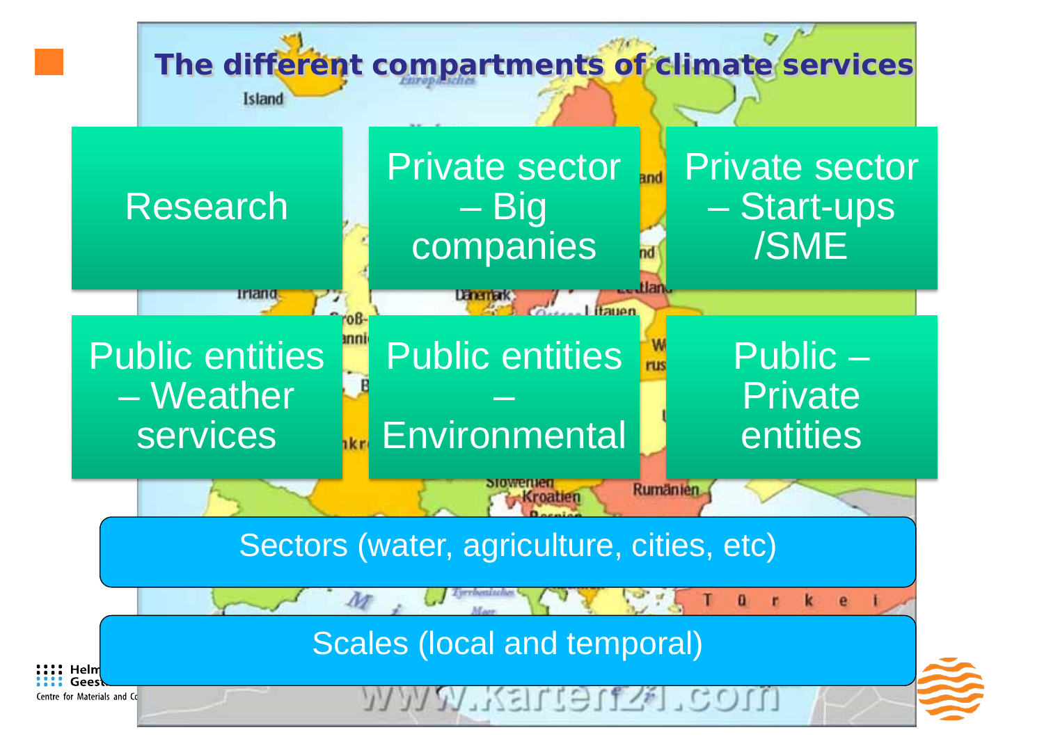# The different compartments of climate services

- Research
- Private sector – Big companies
- Private sector – Start-ups /SME
- Public entities – Weather services
- Public entities – Environmental
- Public – Private entities

Sectors (water, agriculture, cities, etc)

Scales (local and temporal)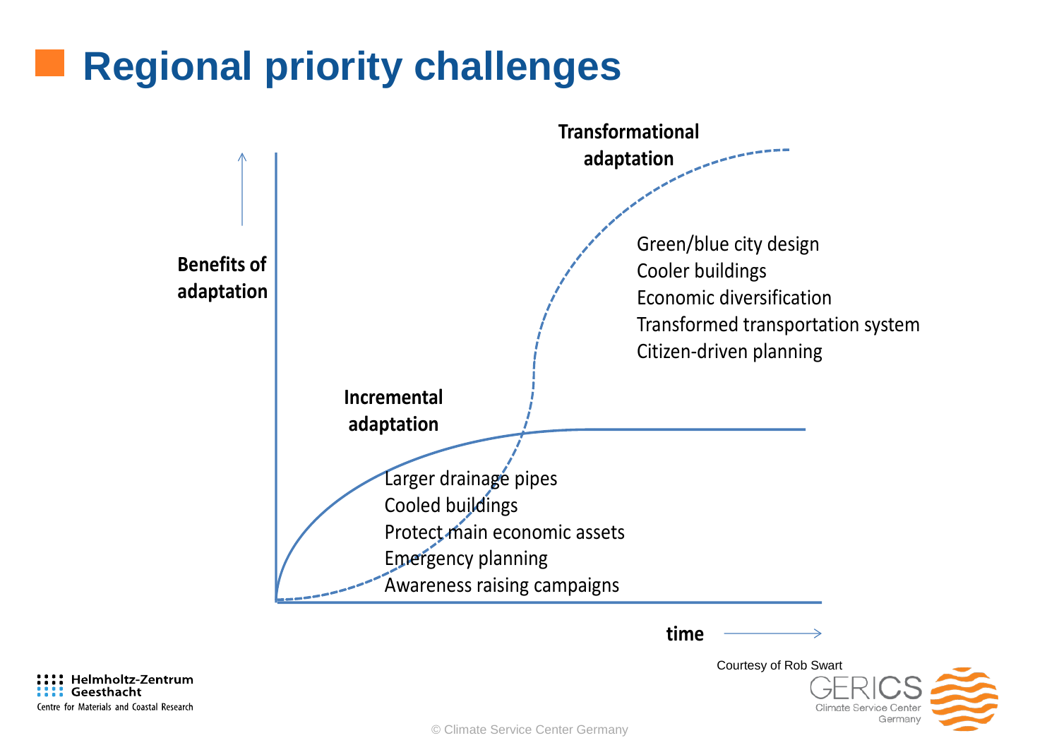# Regional priority challenges

Transformational adaptation

Green/blue city design
Cooler buildings
Economic diversification
Transformed transportation system
Citizen-driven planning

Benefits of adaptation

Incremental adaptation

Larger drainage pipes
Cooled buildings
Protect main economic assets
Emergency planning
Awareness raising campaigns

time

Courtesy of Rob Swart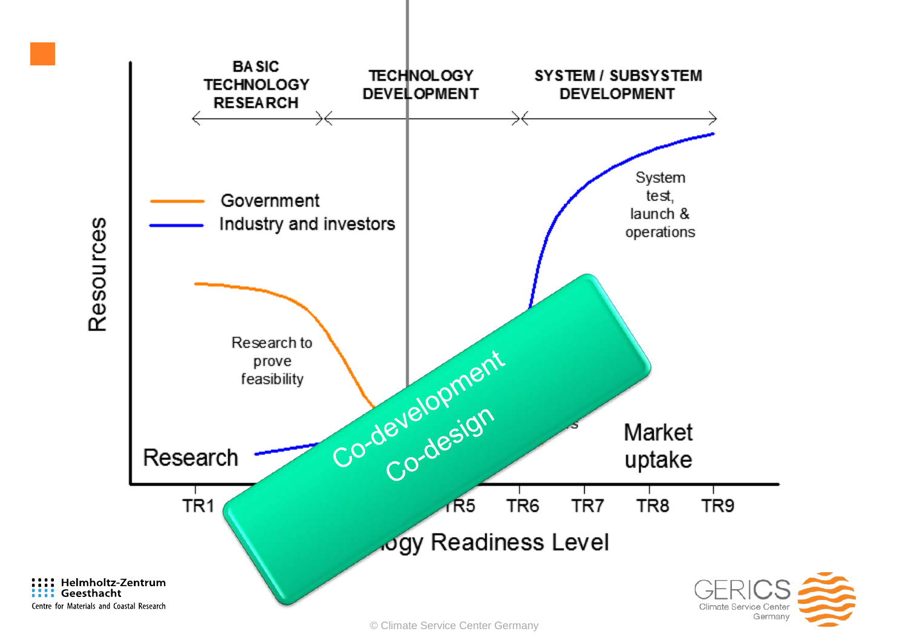BASIC TECHNOLOGY RESEARCH

TECHNOLOGY DEVELOPMENT

SYSTEM / SUBSYSTEM DEVELOPMENT

Government

Industry and investors

Resources

Research to prove feasibility

System test, launch & operations

Research

Market uptake

Co-development

Co-design

TR1 TR5 TR6 TR7 TR8 TR9

...ogy Readiness Level

Helmholtz-Zentrum Geesthacht

Centre for Materials and Coastal Research

GERICS Climate Service Center Germany

© Climate Service Center Germany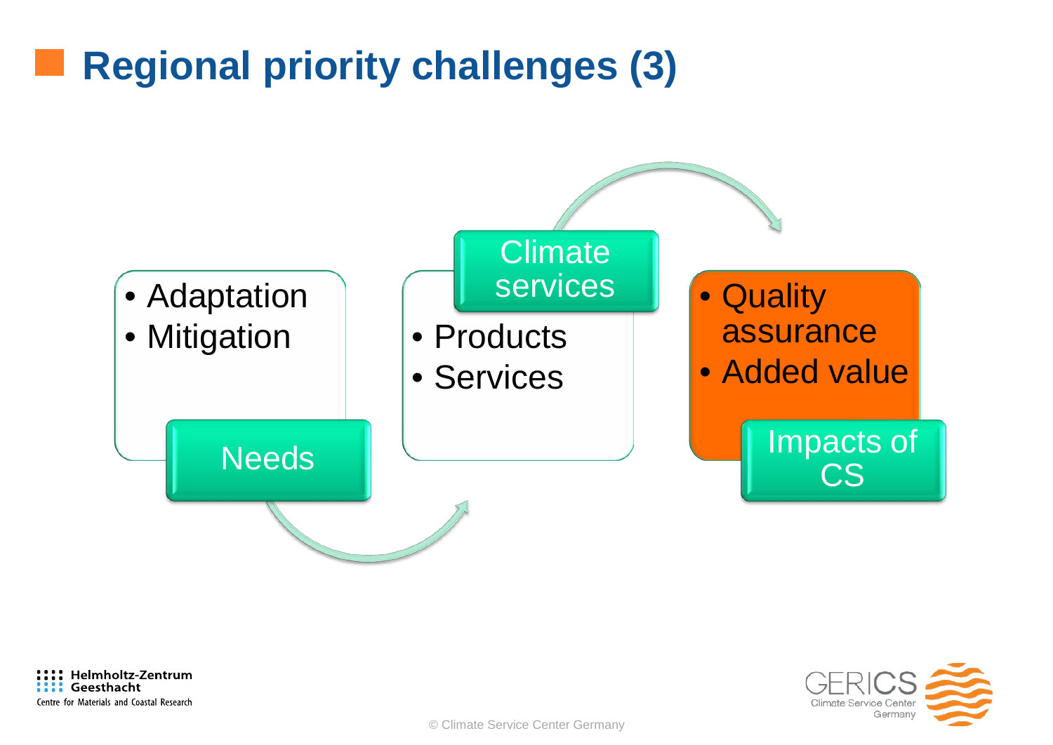# Regional priority challenges (3)

**Needs**
- Adaptation
- Mitigation

**Climate services**
- Products
- Services

**Impacts of CS**
- Quality assurance
- Added value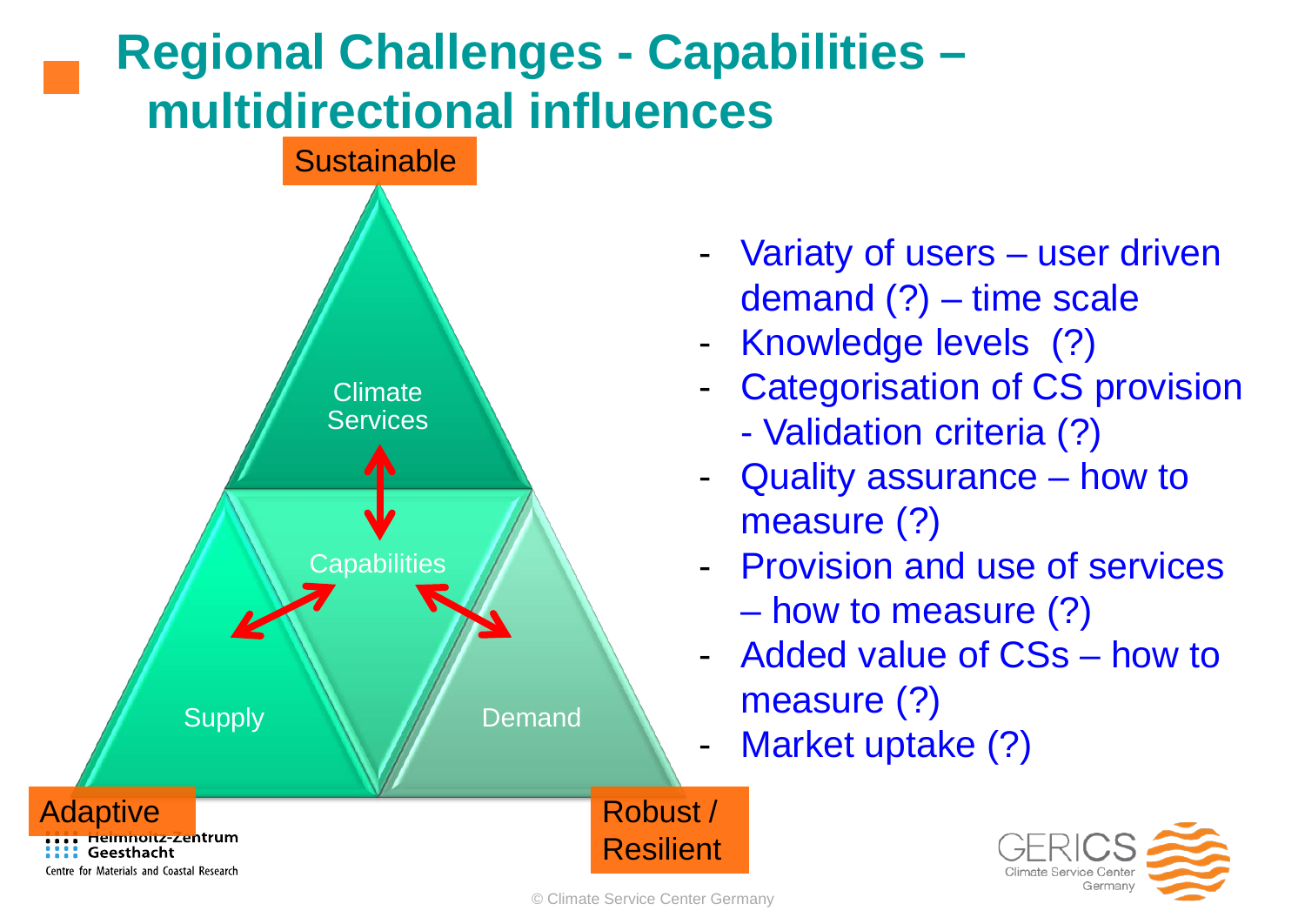# Regional Challenges - Capabilities – multidirectional influences

Sustainable

Climate Services

Capabilities

Supply

Demand

Adaptive

Robust / Resilient

- Variaty of users – user driven demand (?) – time scale
- Knowledge levels (?)
- Categorisation of CS provision - Validation criteria (?)
- Quality assurance – how to measure (?)
- Provision and use of services – how to measure (?)
- Added value of CSs – how to measure (?)
- Market uptake (?)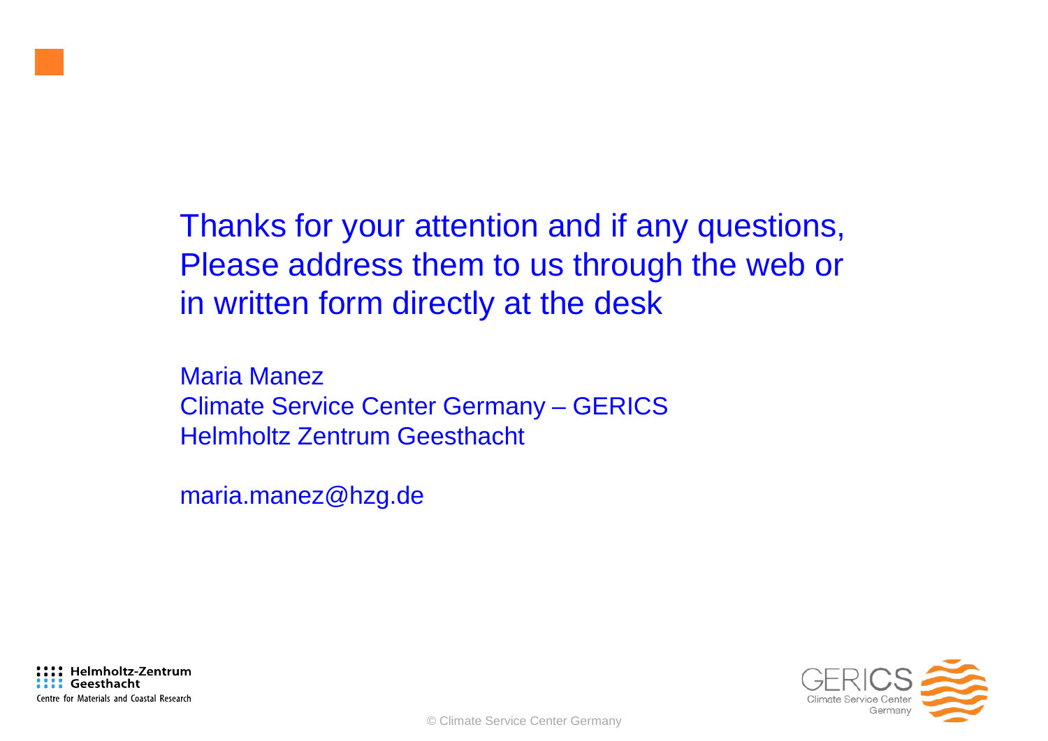Thanks for your attention and if any questions,
Please address them to us through the web or
in written form directly at the desk

Maria Manez
Climate Service Center Germany – GERICS
Helmholtz Zentrum Geesthacht

maria.manez@hzg.de

Helmholtz-Zentrum Geesthacht
Centre for Materials and Coastal Research

GERICS Climate Service Center Germany

© Climate Service Center Germany